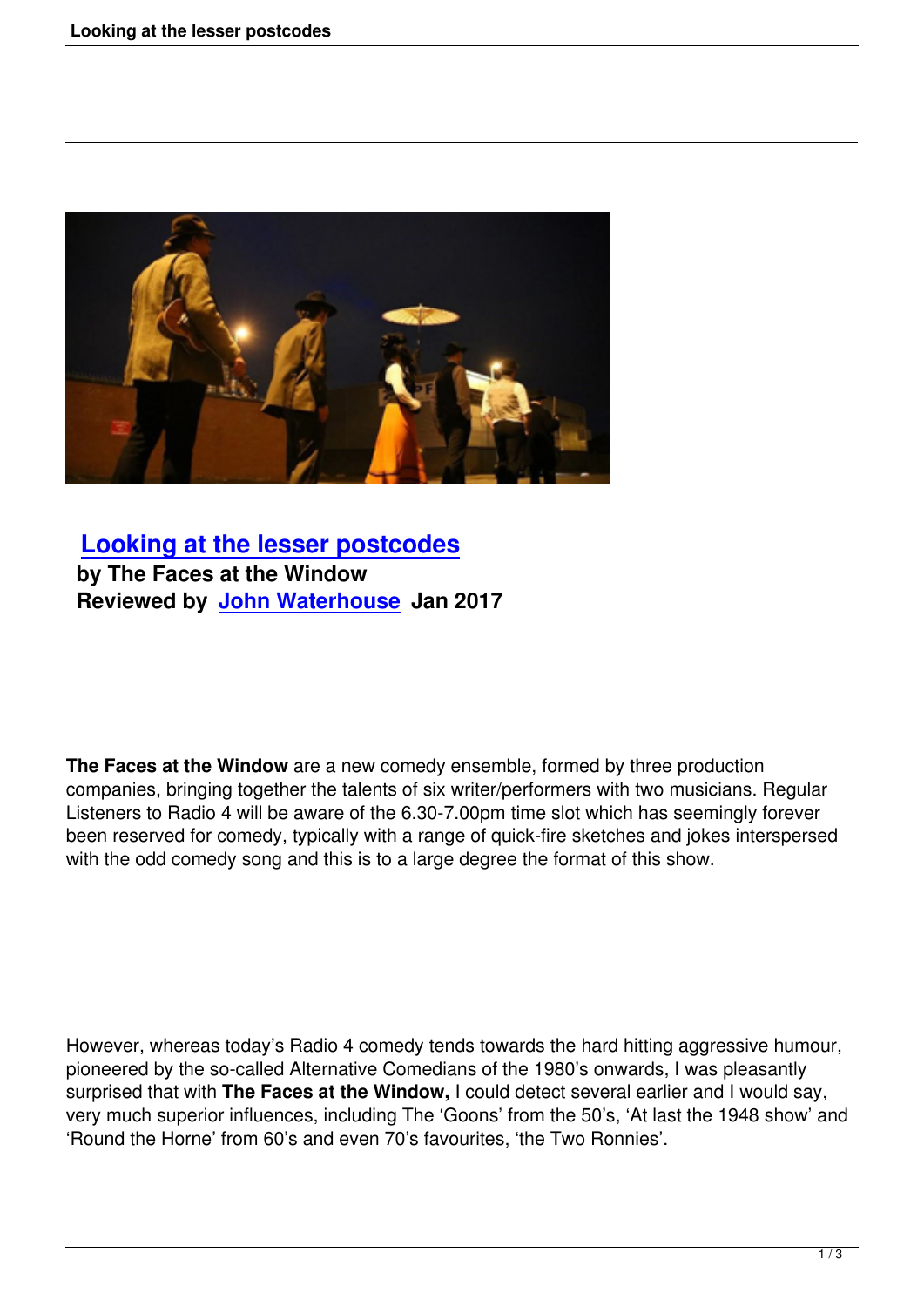# Looking at the lesser postcodes

**by The Faces at the Window**
**Reviewed by John Waterhouse Jan 2017**

**The Faces at the Window** are a new comedy ensemble, formed by three production companies, bringing together the talents of six writer/performers with two musicians. Regular Listeners to Radio 4 will be aware of the 6.30-7.00pm time slot which has seemingly forever been reserved for comedy, typically with a range of quick-fire sketches and jokes interspersed with the odd comedy song and this is to a large degree the format of this show.

However, whereas today's Radio 4 comedy tends towards the hard hitting aggressive humour, pioneered by the so-called Alternative Comedians of the 1980's onwards, I was pleasantly surprised that with **The Faces at the Window,** I could detect several earlier and I would say, very much superior influences, including The 'Goons' from the 50's, 'At last the 1948 show' and 'Round the Horne' from 60's and even 70's favourites, 'the Two Ronnies'.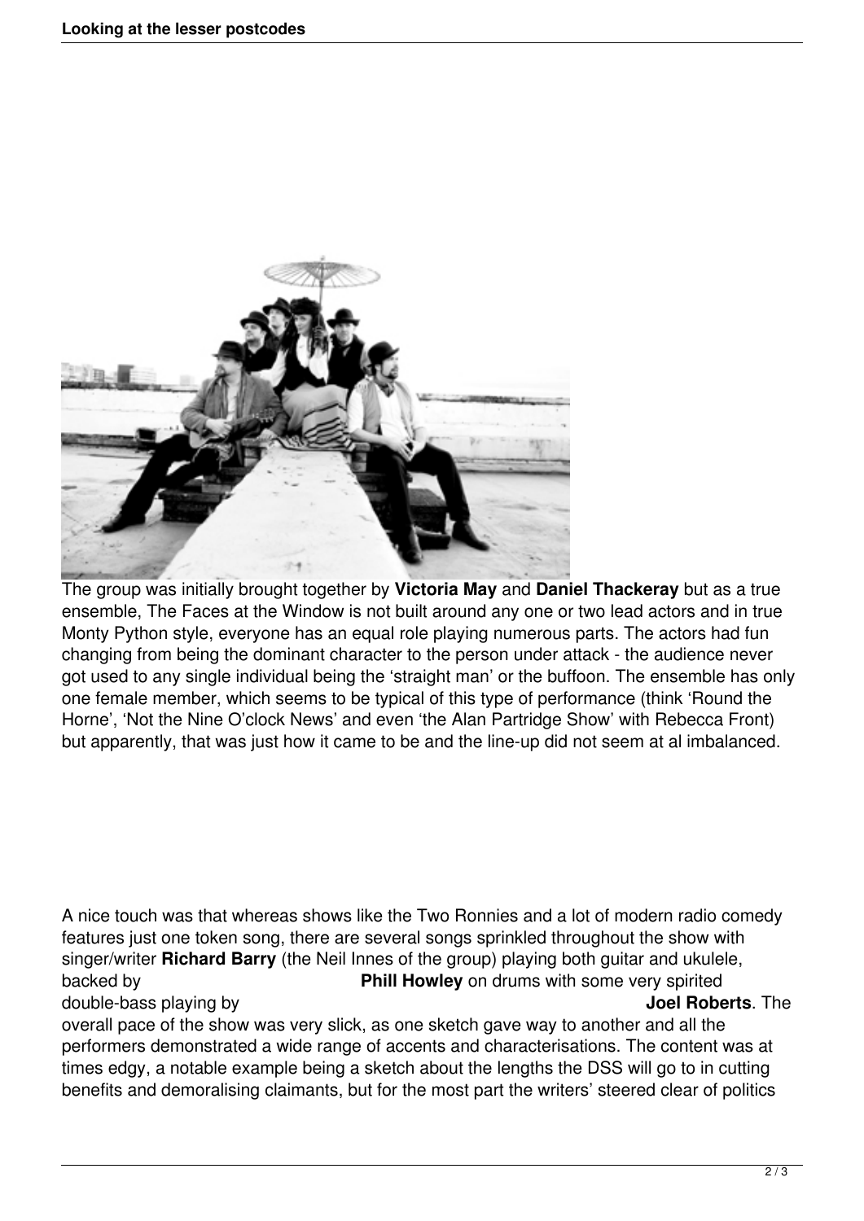The group was initially brought together by **Victoria May** and **Daniel Thackeray** but as a true ensemble, The Faces at the Window is not built around any one or two lead actors and in true Monty Python style, everyone has an equal role playing numerous parts. The actors had fun changing from being the dominant character to the person under attack - the audience never got used to any single individual being the 'straight man' or the buffoon. The ensemble has only one female member, which seems to be typical of this type of performance (think 'Round the Horne', 'Not the Nine O'clock News' and even 'the Alan Partridge Show' with Rebecca Front) but apparently, that was just how it came to be and the line-up did not seem at al imbalanced.

A nice touch was that whereas shows like the Two Ronnies and a lot of modern radio comedy features just one token song, there are several songs sprinkled throughout the show with singer/writer **Richard Barry** (the Neil Innes of the group) playing both guitar and ukulele, backed by **Phill Howley** on drums with some very spirited double-bass playing by **Joel Roberts**. The overall pace of the show was very slick, as one sketch gave way to another and all the performers demonstrated a wide range of accents and characterisations. The content was at times edgy, a notable example being a sketch about the lengths the DSS will go to in cutting benefits and demoralising claimants, but for the most part the writers' steered clear of politics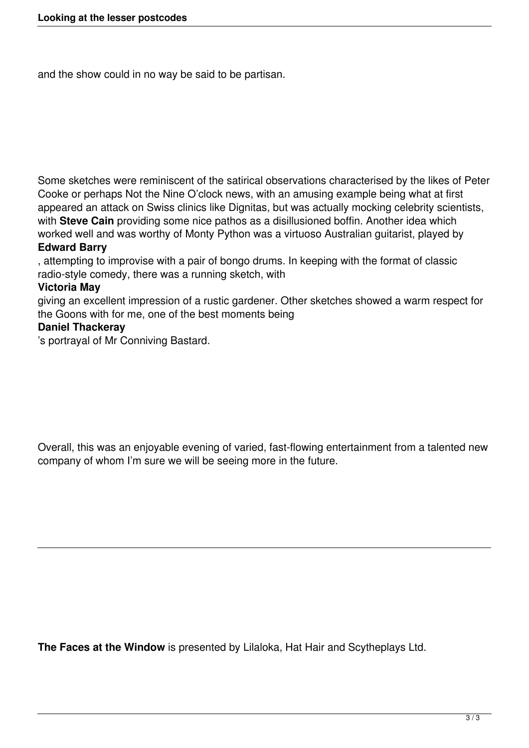and the show could in no way be said to be partisan.

Some sketches were reminiscent of the satirical observations characterised by the likes of Peter Cooke or perhaps Not the Nine O'clock news, with an amusing example being what at first appeared an attack on Swiss clinics like Dignitas, but was actually mocking celebrity scientists, with **Steve Cain** providing some nice pathos as a disillusioned boffin. Another idea which worked well and was worthy of Monty Python was a virtuoso Australian guitarist, played by **Edward Barry**, attempting to improvise with a pair of bongo drums. In keeping with the format of classic radio-style comedy, there was a running sketch, with **Victoria May** giving an excellent impression of a rustic gardener. Other sketches showed a warm respect for the Goons with for me, one of the best moments being **Daniel Thackeray**'s portrayal of Mr Conniving Bastard.

Overall, this was an enjoyable evening of varied, fast-flowing entertainment from a talented new company of whom I'm sure we will be seeing more in the future.

---

**The Faces at the Window** is presented by Lilaloka, Hat Hair and Scytheplays Ltd.